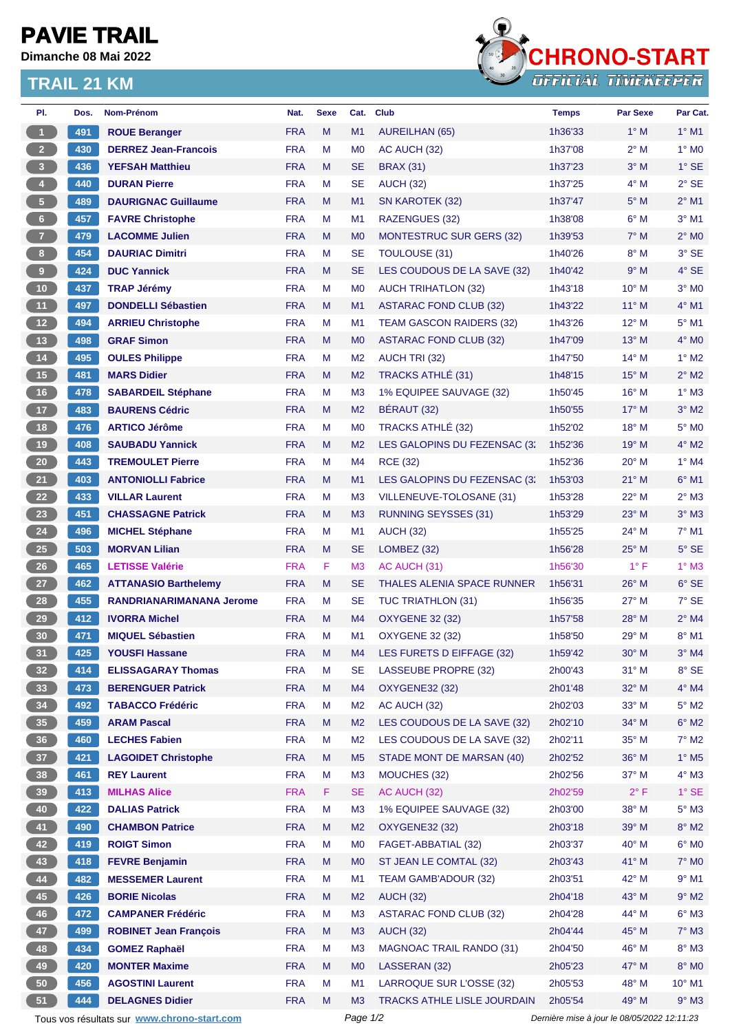# PAVIE TRAIL

**Dimanche 08 Mai 2022**

## TRAIL 21 KM

CHRONO-START OFFICIAL TIMEKEEPER

| Pl. | Dos. | Nom-Prénom | Nat. | Sexe | Cat. | Club | Temps | Par Sexe | Par Cat. |
|---|---|---|---|---|---|---|---|---|---|
| 1 | 491 | **ROUE Beranger** | FRA | M | M1 | AUREILHAN (65) | 1h36'33 | 1° M | 1° M1 |
| 2 | 430 | **DERREZ Jean-Francois** | FRA | M | M0 | AC AUCH (32) | 1h37'08 | 2° M | 1° M0 |
| 3 | 436 | **YEFSAH Matthieu** | FRA | M | SE | BRAX (31) | 1h37'23 | 3° M | 1° SE |
| 4 | 440 | **DURAN Pierre** | FRA | M | SE | AUCH (32) | 1h37'25 | 4° M | 2° SE |
| 5 | 489 | **DAURIGNAC Guillaume** | FRA | M | M1 | SN KAROTEK (32) | 1h37'47 | 5° M | 2° M1 |
| 6 | 457 | **FAVRE Christophe** | FRA | M | M1 | RAZENGUES (32) | 1h38'08 | 6° M | 3° M1 |
| 7 | 479 | **LACOMME Julien** | FRA | M | M0 | MONTESTRUC SUR GERS (32) | 1h39'53 | 7° M | 2° M0 |
| 8 | 454 | **DAURIAC Dimitri** | FRA | M | SE | TOULOUSE (31) | 1h40'26 | 8° M | 3° SE |
| 9 | 424 | **DUC Yannick** | FRA | M | SE | LES COUDOUS DE LA SAVE (32) | 1h40'42 | 9° M | 4° SE |
| 10 | 437 | **TRAP Jérémy** | FRA | M | M0 | AUCH TRIHATLON (32) | 1h43'18 | 10° M | 3° M0 |
| 11 | 497 | **DONDELLI Sébastien** | FRA | M | M1 | ASTARAC FOND CLUB (32) | 1h43'22 | 11° M | 4° M1 |
| 12 | 494 | **ARRIEU Christophe** | FRA | M | M1 | TEAM GASCON RAIDERS (32) | 1h43'26 | 12° M | 5° M1 |
| 13 | 498 | **GRAF Simon** | FRA | M | M0 | ASTARAC FOND CLUB (32) | 1h47'09 | 13° M | 4° M0 |
| 14 | 495 | **OULES Philippe** | FRA | M | M2 | AUCH TRI (32) | 1h47'50 | 14° M | 1° M2 |
| 15 | 481 | **MARS Didier** | FRA | M | M2 | TRACKS ATHLÉ (31) | 1h48'15 | 15° M | 2° M2 |
| 16 | 478 | **SABARDEIL Stéphane** | FRA | M | M3 | 1% EQUIPEE SAUVAGE (32) | 1h50'45 | 16° M | 1° M3 |
| 17 | 483 | **BAURENS Cédric** | FRA | M | M2 | BÉRAUT (32) | 1h50'55 | 17° M | 3° M2 |
| 18 | 476 | **ARTICO Jérôme** | FRA | M | M0 | TRACKS ATHLÉ (32) | 1h52'02 | 18° M | 5° M0 |
| 19 | 408 | **SAUBADU Yannick** | FRA | M | M2 | LES GALOPINS DU FEZENSAC (3: | 1h52'36 | 19° M | 4° M2 |
| 20 | 443 | **TREMOULET Pierre** | FRA | M | M4 | RCE (32) | 1h52'36 | 20° M | 1° M4 |
| 21 | 403 | **ANTONIOLLI Fabrice** | FRA | M | M1 | LES GALOPINS DU FEZENSAC (3: | 1h53'03 | 21° M | 6° M1 |
| 22 | 433 | **VILLAR Laurent** | FRA | M | M3 | VILLENEUVE-TOLOSANE (31) | 1h53'28 | 22° M | 2° M3 |
| 23 | 451 | **CHASSAGNE Patrick** | FRA | M | M3 | RUNNING SEYSSES (31) | 1h53'29 | 23° M | 3° M3 |
| 24 | 496 | **MICHEL Stéphane** | FRA | M | M1 | AUCH (32) | 1h55'25 | 24° M | 7° M1 |
| 25 | 503 | **MORVAN Lilian** | FRA | M | SE | LOMBEZ (32) | 1h56'28 | 25° M | 5° SE |
| 26 | 465 | **LETISSE Valérie** | FRA | F | M3 | AC AUCH (31) | 1h56'30 | 1° F | 1° M3 |
| 27 | 462 | **ATTANASIO Barthelemy** | FRA | M | SE | THALES ALENIA SPACE RUNNER | 1h56'31 | 26° M | 6° SE |
| 28 | 455 | **RANDRIANARIMANANA Jerome** | FRA | M | SE | TUC TRIATHLON (31) | 1h56'35 | 27° M | 7° SE |
| 29 | 412 | **IVORRA Michel** | FRA | M | M4 | OXYGENE 32 (32) | 1h57'58 | 28° M | 2° M4 |
| 30 | 471 | **MIQUEL Sébastien** | FRA | M | M1 | OXYGENE 32 (32) | 1h58'50 | 29° M | 8° M1 |
| 31 | 425 | **YOUSFI Hassane** | FRA | M | M4 | LES FURETS D EIFFAGE (32) | 1h59'42 | 30° M | 3° M4 |
| 32 | 414 | **ELISSAGARAY Thomas** | FRA | M | SE | LASSEUBE PROPRE (32) | 2h00'43 | 31° M | 8° SE |
| 33 | 473 | **BERENGUER Patrick** | FRA | M | M4 | OXYGENE32 (32) | 2h01'48 | 32° M | 4° M4 |
| 34 | 492 | **TABACCO Frédéric** | FRA | M | M2 | AC AUCH (32) | 2h02'03 | 33° M | 5° M2 |
| 35 | 459 | **ARAM Pascal** | FRA | M | M2 | LES COUDOUS DE LA SAVE (32) | 2h02'10 | 34° M | 6° M2 |
| 36 | 460 | **LECHES Fabien** | FRA | M | M2 | LES COUDOUS DE LA SAVE (32) | 2h02'11 | 35° M | 7° M2 |
| 37 | 421 | **LAGOIDET Christophe** | FRA | M | M5 | STADE MONT DE MARSAN (40) | 2h02'52 | 36° M | 1° M5 |
| 38 | 461 | **REY Laurent** | FRA | M | M3 | MOUCHES (32) | 2h02'56 | 37° M | 4° M3 |
| 39 | 413 | **MILHAS Alice** | FRA | F | SE | AC AUCH (32) | 2h02'59 | 2° F | 1° SE |
| 40 | 422 | **DALIAS Patrick** | FRA | M | M3 | 1% EQUIPEE SAUVAGE (32) | 2h03'00 | 38° M | 5° M3 |
| 41 | 490 | **CHAMBON Patrice** | FRA | M | M2 | OXYGENE32 (32) | 2h03'18 | 39° M | 8° M2 |
| 42 | 419 | **ROIGT Simon** | FRA | M | M0 | FAGET-ABBATIAL (32) | 2h03'37 | 40° M | 6° M0 |
| 43 | 418 | **FEVRE Benjamin** | FRA | M | M0 | ST JEAN LE COMTAL (32) | 2h03'43 | 41° M | 7° M0 |
| 44 | 482 | **MESSEMER Laurent** | FRA | M | M1 | TEAM GAMB'ADOUR (32) | 2h03'51 | 42° M | 9° M1 |
| 45 | 426 | **BORIE Nicolas** | FRA | M | M2 | AUCH (32) | 2h04'18 | 43° M | 9° M2 |
| 46 | 472 | **CAMPANER Frédéric** | FRA | M | M3 | ASTARAC FOND CLUB (32) | 2h04'28 | 44° M | 6° M3 |
| 47 | 499 | **ROBINET Jean François** | FRA | M | M3 | AUCH (32) | 2h04'44 | 45° M | 7° M3 |
| 48 | 434 | **GOMEZ Raphaël** | FRA | M | M3 | MAGNOAC TRAIL RANDO (31) | 2h04'50 | 46° M | 8° M3 |
| 49 | 420 | **MONTER Maxime** | FRA | M | M0 | LASSERAN (32) | 2h05'23 | 47° M | 8° M0 |
| 50 | 456 | **AGOSTINI Laurent** | FRA | M | M1 | LARROQUE SUR L'OSSE (32) | 2h05'53 | 48° M | 10° M1 |
| 51 | 444 | **DELAGNES Didier** | FRA | M | M3 | TRACKS ATHLE LISLE JOURDAIN | 2h05'54 | 49° M | 9° M3 |

Tous vos résultats sur www.chrono-start.com

Dernière mise à jour le 08/05/2022 12:11:23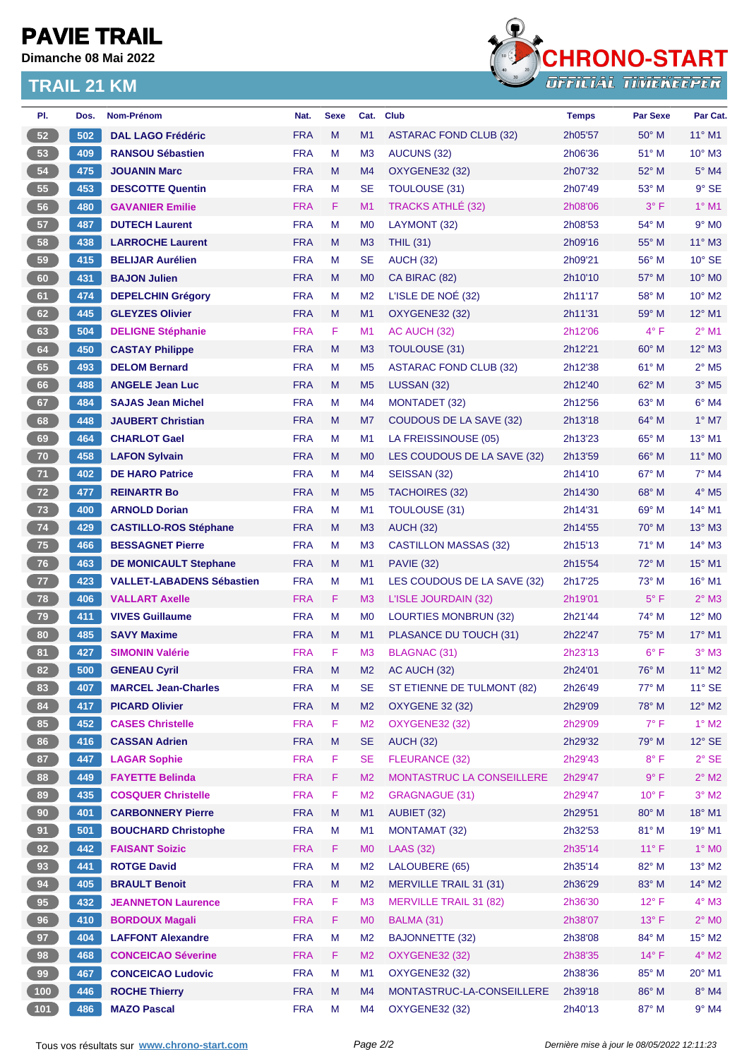# PAVIE TRAIL

**Dimanche 08 Mai 2022**

## TRAIL 21 KM

CHRONO-START
OFFICIAL TIMEKEEPER

| Pl. | Dos. | Nom-Prénom | Nat. | Sexe | Cat. | Club | Temps | Par Sexe | Par Cat. |
|---|---|---|---|---|---|---|---|---|---|
| 52 | 502 | **DAL LAGO Frédéric** | FRA | M | M1 | ASTARAC FOND CLUB (32) | 2h05'57 | 50° M | 11° M1 |
| 53 | 409 | **RANSOU Sébastien** | FRA | M | M3 | AUCUNS (32) | 2h06'36 | 51° M | 10° M3 |
| 54 | 475 | **JOUANIN Marc** | FRA | M | M4 | OXYGENE32 (32) | 2h07'32 | 52° M | 5° M4 |
| 55 | 453 | **DESCOTTE Quentin** | FRA | M | SE | TOULOUSE (31) | 2h07'49 | 53° M | 9° SE |
| 56 | 480 | **GAVANIER Emilie** | FRA | F | M1 | TRACKS ATHLÉ (32) | 2h08'06 | 3° F | 1° M1 |
| 57 | 487 | **DUTECH Laurent** | FRA | M | M0 | LAYMONT (32) | 2h08'53 | 54° M | 9° M0 |
| 58 | 438 | **LARROCHE Laurent** | FRA | M | M3 | THIL (31) | 2h09'16 | 55° M | 11° M3 |
| 59 | 415 | **BELIJAR Aurélien** | FRA | M | SE | AUCH (32) | 2h09'21 | 56° M | 10° SE |
| 60 | 431 | **BAJON Julien** | FRA | M | M0 | CA BIRAC (82) | 2h10'10 | 57° M | 10° M0 |
| 61 | 474 | **DEPELCHIN Grégory** | FRA | M | M2 | L'ISLE DE NOÉ (32) | 2h11'17 | 58° M | 10° M2 |
| 62 | 445 | **GLEYZES Olivier** | FRA | M | M1 | OXYGENE32 (32) | 2h11'31 | 59° M | 12° M1 |
| 63 | 504 | **DELIGNE Stéphanie** | FRA | F | M1 | AC AUCH (32) | 2h12'06 | 4° F | 2° M1 |
| 64 | 450 | **CASTAY Philippe** | FRA | M | M3 | TOULOUSE (31) | 2h12'21 | 60° M | 12° M3 |
| 65 | 493 | **DELOM Bernard** | FRA | M | M5 | ASTARAC FOND CLUB (32) | 2h12'38 | 61° M | 2° M5 |
| 66 | 488 | **ANGELE Jean Luc** | FRA | M | M5 | LUSSAN (32) | 2h12'40 | 62° M | 3° M5 |
| 67 | 484 | **SAJAS Jean Michel** | FRA | M | M4 | MONTADET (32) | 2h12'56 | 63° M | 6° M4 |
| 68 | 448 | **JAUBERT Christian** | FRA | M | M7 | COUDOUS DE LA SAVE (32) | 2h13'18 | 64° M | 1° M7 |
| 69 | 464 | **CHARLOT Gael** | FRA | M | M1 | LA FREISSINOUSE (05) | 2h13'23 | 65° M | 13° M1 |
| 70 | 458 | **LAFON Sylvain** | FRA | M | M0 | LES COUDOUS DE LA SAVE (32) | 2h13'59 | 66° M | 11° M0 |
| 71 | 402 | **DE HARO Patrice** | FRA | M | M4 | SEISSAN (32) | 2h14'10 | 67° M | 7° M4 |
| 72 | 477 | **REINARTR Bo** | FRA | M | M5 | TACHOIRES (32) | 2h14'30 | 68° M | 4° M5 |
| 73 | 400 | **ARNOLD Dorian** | FRA | M | M1 | TOULOUSE (31) | 2h14'31 | 69° M | 14° M1 |
| 74 | 429 | **CASTILLO-ROS Stéphane** | FRA | M | M3 | AUCH (32) | 2h14'55 | 70° M | 13° M3 |
| 75 | 466 | **BESSAGNET Pierre** | FRA | M | M3 | CASTILLON MASSAS (32) | 2h15'13 | 71° M | 14° M3 |
| 76 | 463 | **DE MONICAULT Stephane** | FRA | M | M1 | PAVIE (32) | 2h15'54 | 72° M | 15° M1 |
| 77 | 423 | **VALLET-LABADENS Sébastien** | FRA | M | M1 | LES COUDOUS DE LA SAVE (32) | 2h17'25 | 73° M | 16° M1 |
| 78 | 406 | **VALLART Axelle** | FRA | F | M3 | L'ISLE JOURDAIN (32) | 2h19'01 | 5° F | 2° M3 |
| 79 | 411 | **VIVES Guillaume** | FRA | M | M0 | LOURTIES MONBRUN (32) | 2h21'44 | 74° M | 12° M0 |
| 80 | 485 | **SAVY Maxime** | FRA | M | M1 | PLASANCE DU TOUCH (31) | 2h22'47 | 75° M | 17° M1 |
| 81 | 427 | **SIMONIN Valérie** | FRA | F | M3 | BLAGNAC (31) | 2h23'13 | 6° F | 3° M3 |
| 82 | 500 | **GENEAU Cyril** | FRA | M | M2 | AC AUCH (32) | 2h24'01 | 76° M | 11° M2 |
| 83 | 407 | **MARCEL Jean-Charles** | FRA | M | SE | ST ETIENNE DE TULMONT (82) | 2h26'49 | 77° M | 11° SE |
| 84 | 417 | **PICARD Olivier** | FRA | M | M2 | OXYGENE 32 (32) | 2h29'09 | 78° M | 12° M2 |
| 85 | 452 | **CASES Christelle** | FRA | F | M2 | OXYGENE32 (32) | 2h29'09 | 7° F | 1° M2 |
| 86 | 416 | **CASSAN Adrien** | FRA | M | SE | AUCH (32) | 2h29'32 | 79° M | 12° SE |
| 87 | 447 | **LAGAR Sophie** | FRA | F | SE | FLEURANCE (32) | 2h29'43 | 8° F | 2° SE |
| 88 | 449 | **FAYETTE Belinda** | FRA | F | M2 | MONTASTRUC LA CONSEILLERE | 2h29'47 | 9° F | 2° M2 |
| 89 | 435 | **COSQUER Christelle** | FRA | F | M2 | GRAGNAGUE (31) | 2h29'47 | 10° F | 3° M2 |
| 90 | 401 | **CARBONNERY Pierre** | FRA | M | M1 | AUBIET (32) | 2h29'51 | 80° M | 18° M1 |
| 91 | 501 | **BOUCHARD Christophe** | FRA | M | M1 | MONTAMAT (32) | 2h32'53 | 81° M | 19° M1 |
| 92 | 442 | **FAISANT Soizic** | FRA | F | M0 | LAAS (32) | 2h35'14 | 11° F | 1° M0 |
| 93 | 441 | **ROTGE David** | FRA | M | M2 | LALOUBERE (65) | 2h35'14 | 82° M | 13° M2 |
| 94 | 405 | **BRAULT Benoit** | FRA | M | M2 | MERVILLE TRAIL 31 (31) | 2h36'29 | 83° M | 14° M2 |
| 95 | 432 | **JEANNETON Laurence** | FRA | F | M3 | MERVILLE TRAIL 31 (82) | 2h36'30 | 12° F | 4° M3 |
| 96 | 410 | **BORDOUX Magali** | FRA | F | M0 | BALMA (31) | 2h38'07 | 13° F | 2° M0 |
| 97 | 404 | **LAFFONT Alexandre** | FRA | M | M2 | BAJONNETTE (32) | 2h38'08 | 84° M | 15° M2 |
| 98 | 468 | **CONCEICAO Séverine** | FRA | F | M2 | OXYGENE32 (32) | 2h38'35 | 14° F | 4° M2 |
| 99 | 467 | **CONCEICAO Ludovic** | FRA | M | M1 | OXYGENE32 (32) | 2h38'36 | 85° M | 20° M1 |
| 100 | 446 | **ROCHE Thierry** | FRA | M | M4 | MONTASTRUC-LA-CONSEILLERE | 2h39'18 | 86° M | 8° M4 |
| 101 | 486 | **MAZO Pascal** | FRA | M | M4 | OXYGENE32 (32) | 2h40'13 | 87° M | 9° M4 |

Tous vos résultats sur www.chrono-start.com

*Dernière mise à jour le 08/05/2022 12:11:23*